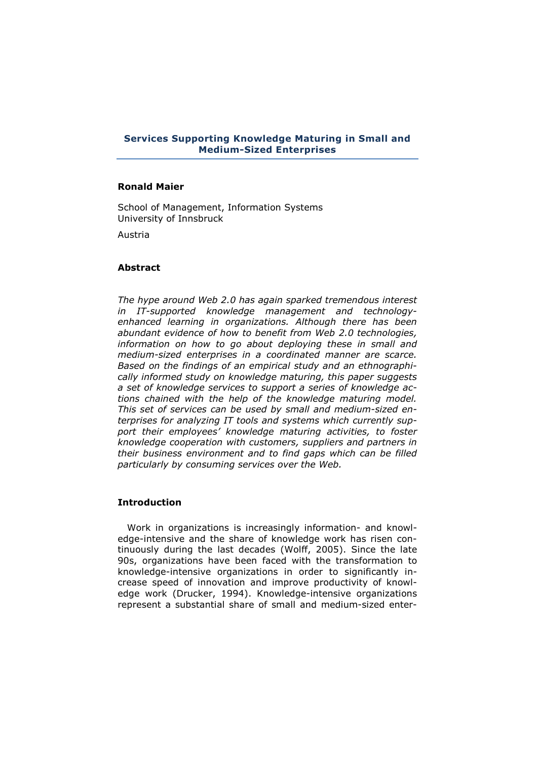# Services Supporting Knowledge Maturing in Small and Medium-Sized Enterprises

**Ronald Maier**

School of Management, Information Systems
University of Innsbruck

Austria

## Abstract

*The hype around Web 2.0 has again sparked tremendous interest in IT-supported knowledge management and technology-enhanced learning in organizations. Although there has been abundant evidence of how to benefit from Web 2.0 technologies, information on how to go about deploying these in small and medium-sized enterprises in a coordinated manner are scarce. Based on the findings of an empirical study and an ethnographically informed study on knowledge maturing, this paper suggests a set of knowledge services to support a series of knowledge actions chained with the help of the knowledge maturing model. This set of services can be used by small and medium-sized enterprises for analyzing IT tools and systems which currently support their employees' knowledge maturing activities, to foster knowledge cooperation with customers, suppliers and partners in their business environment and to find gaps which can be filled particularly by consuming services over the Web.*

## Introduction

Work in organizations is increasingly information- and knowledge-intensive and the share of knowledge work has risen continuously during the last decades (Wolff, 2005). Since the late 90s, organizations have been faced with the transformation to knowledge-intensive organizations in order to significantly increase speed of innovation and improve productivity of knowledge work (Drucker, 1994). Knowledge-intensive organizations represent a substantial share of small and medium-sized enter-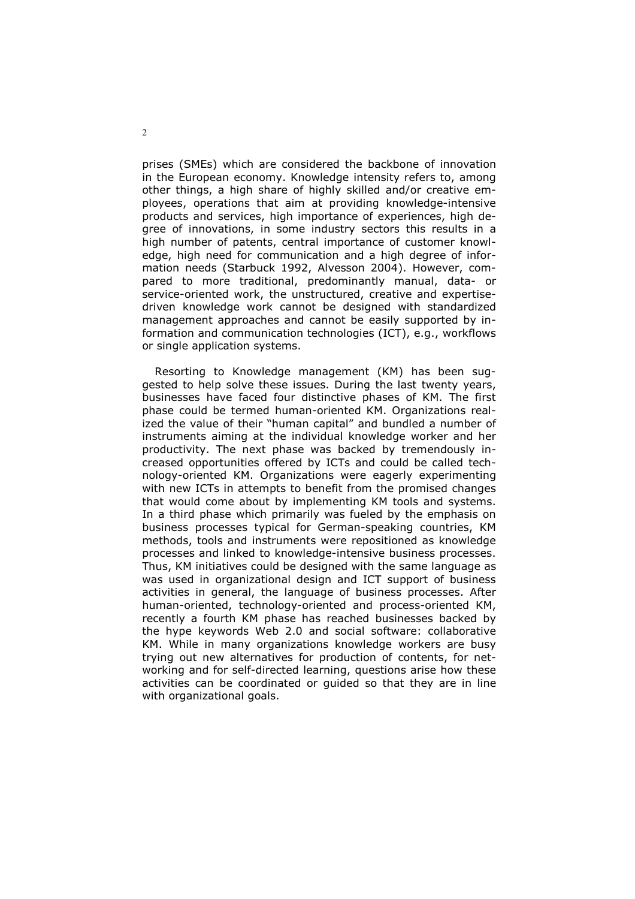prises (SMEs) which are considered the backbone of innovation in the European economy. Knowledge intensity refers to, among other things, a high share of highly skilled and/or creative employees, operations that aim at providing knowledge-intensive products and services, high importance of experiences, high degree of innovations, in some industry sectors this results in a high number of patents, central importance of customer knowledge, high need for communication and a high degree of information needs (Starbuck 1992, Alvesson 2004). However, compared to more traditional, predominantly manual, data- or service-oriented work, the unstructured, creative and expertise-driven knowledge work cannot be designed with standardized management approaches and cannot be easily supported by information and communication technologies (ICT), e.g., workflows or single application systems.

Resorting to Knowledge management (KM) has been suggested to help solve these issues. During the last twenty years, businesses have faced four distinctive phases of KM. The first phase could be termed human-oriented KM. Organizations realized the value of their "human capital" and bundled a number of instruments aiming at the individual knowledge worker and her productivity. The next phase was backed by tremendously increased opportunities offered by ICTs and could be called technology-oriented KM. Organizations were eagerly experimenting with new ICTs in attempts to benefit from the promised changes that would come about by implementing KM tools and systems. In a third phase which primarily was fueled by the emphasis on business processes typical for German-speaking countries, KM methods, tools and instruments were repositioned as knowledge processes and linked to knowledge-intensive business processes. Thus, KM initiatives could be designed with the same language as was used in organizational design and ICT support of business activities in general, the language of business processes. After human-oriented, technology-oriented and process-oriented KM, recently a fourth KM phase has reached businesses backed by the hype keywords Web 2.0 and social software: collaborative KM. While in many organizations knowledge workers are busy trying out new alternatives for production of contents, for networking and for self-directed learning, questions arise how these activities can be coordinated or guided so that they are in line with organizational goals.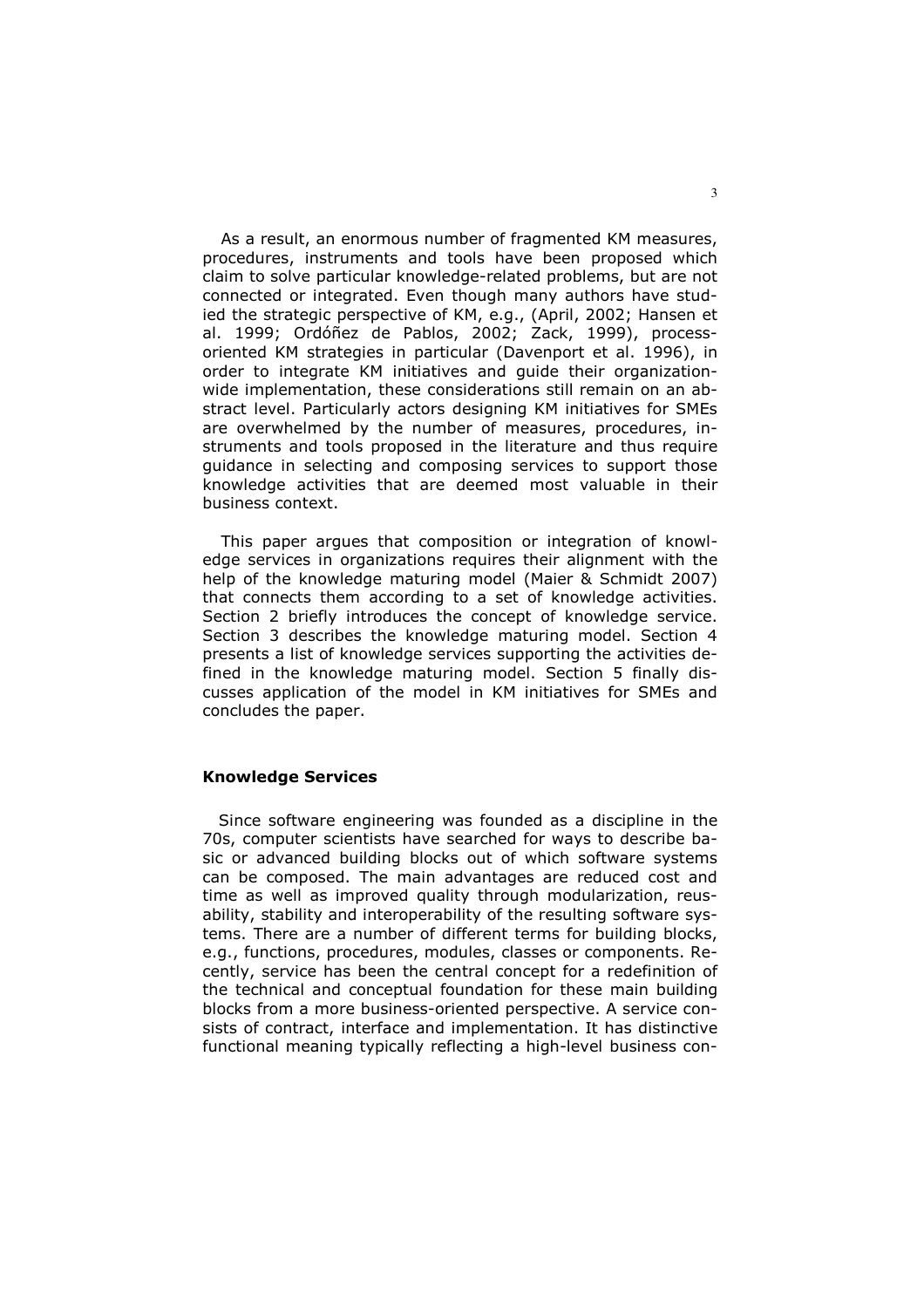As a result, an enormous number of fragmented KM measures, procedures, instruments and tools have been proposed which claim to solve particular knowledge-related problems, but are not connected or integrated. Even though many authors have studied the strategic perspective of KM, e.g., (April, 2002; Hansen et al. 1999; Ordóñez de Pablos, 2002; Zack, 1999), process-oriented KM strategies in particular (Davenport et al. 1996), in order to integrate KM initiatives and guide their organization-wide implementation, these considerations still remain on an abstract level. Particularly actors designing KM initiatives for SMEs are overwhelmed by the number of measures, procedures, instruments and tools proposed in the literature and thus require guidance in selecting and composing services to support those knowledge activities that are deemed most valuable in their business context.

This paper argues that composition or integration of knowledge services in organizations requires their alignment with the help of the knowledge maturing model (Maier & Schmidt 2007) that connects them according to a set of knowledge activities. Section 2 briefly introduces the concept of knowledge service. Section 3 describes the knowledge maturing model. Section 4 presents a list of knowledge services supporting the activities defined in the knowledge maturing model. Section 5 finally discusses application of the model in KM initiatives for SMEs and concludes the paper.

## Knowledge Services

Since software engineering was founded as a discipline in the 70s, computer scientists have searched for ways to describe basic or advanced building blocks out of which software systems can be composed. The main advantages are reduced cost and time as well as improved quality through modularization, reusability, stability and interoperability of the resulting software systems. There are a number of different terms for building blocks, e.g., functions, procedures, modules, classes or components. Recently, service has been the central concept for a redefinition of the technical and conceptual foundation for these main building blocks from a more business-oriented perspective. A service consists of contract, interface and implementation. It has distinctive functional meaning typically reflecting a high-level business con-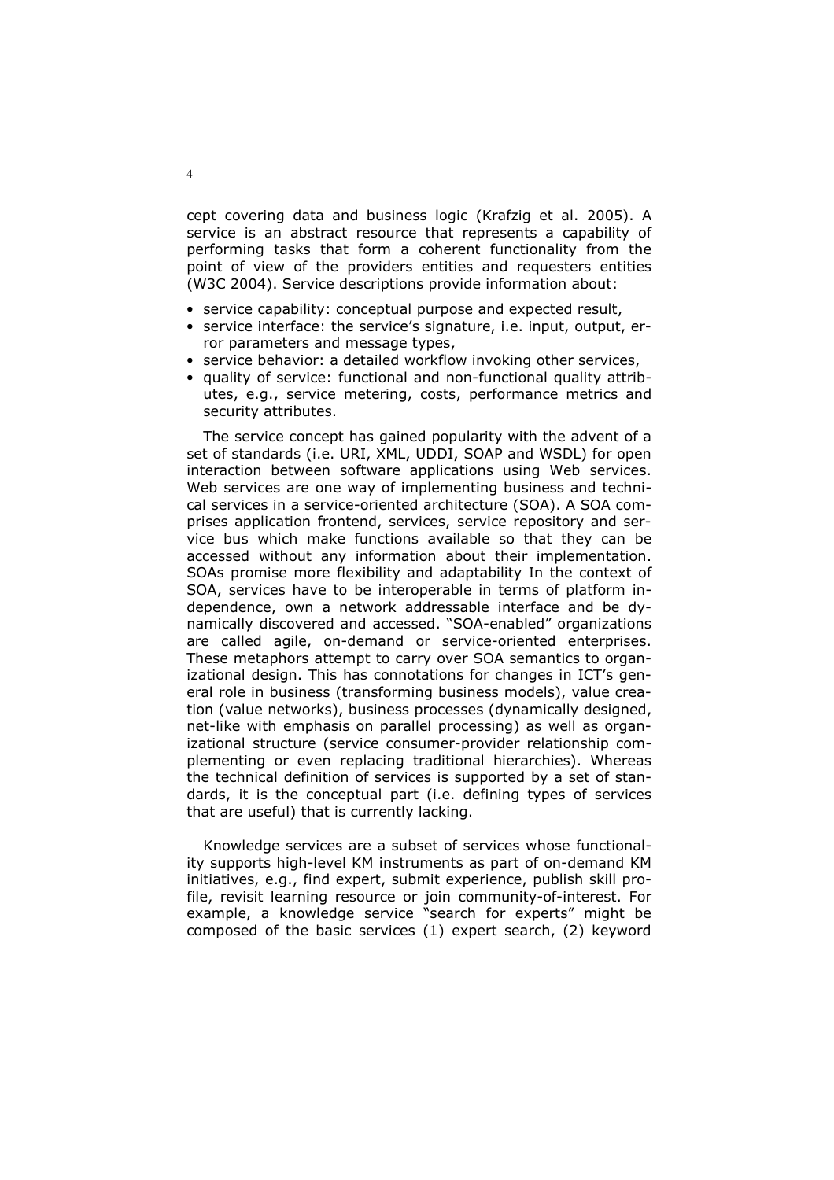cept covering data and business logic (Krafzig et al. 2005). A service is an abstract resource that represents a capability of performing tasks that form a coherent functionality from the point of view of the providers entities and requesters entities (W3C 2004). Service descriptions provide information about:

- service capability: conceptual purpose and expected result,
- service interface: the service's signature, i.e. input, output, error parameters and message types,
- service behavior: a detailed workflow invoking other services,
- quality of service: functional and non-functional quality attributes, e.g., service metering, costs, performance metrics and security attributes.

The service concept has gained popularity with the advent of a set of standards (i.e. URI, XML, UDDI, SOAP and WSDL) for open interaction between software applications using Web services. Web services are one way of implementing business and technical services in a service-oriented architecture (SOA). A SOA comprises application frontend, services, service repository and service bus which make functions available so that they can be accessed without any information about their implementation. SOAs promise more flexibility and adaptability In the context of SOA, services have to be interoperable in terms of platform independence, own a network addressable interface and be dynamically discovered and accessed. "SOA-enabled" organizations are called agile, on-demand or service-oriented enterprises. These metaphors attempt to carry over SOA semantics to organizational design. This has connotations for changes in ICT's general role in business (transforming business models), value creation (value networks), business processes (dynamically designed, net-like with emphasis on parallel processing) as well as organizational structure (service consumer-provider relationship complementing or even replacing traditional hierarchies). Whereas the technical definition of services is supported by a set of standards, it is the conceptual part (i.e. defining types of services that are useful) that is currently lacking.

Knowledge services are a subset of services whose functionality supports high-level KM instruments as part of on-demand KM initiatives, e.g., find expert, submit experience, publish skill profile, revisit learning resource or join community-of-interest. For example, a knowledge service "search for experts" might be composed of the basic services (1) expert search, (2) keyword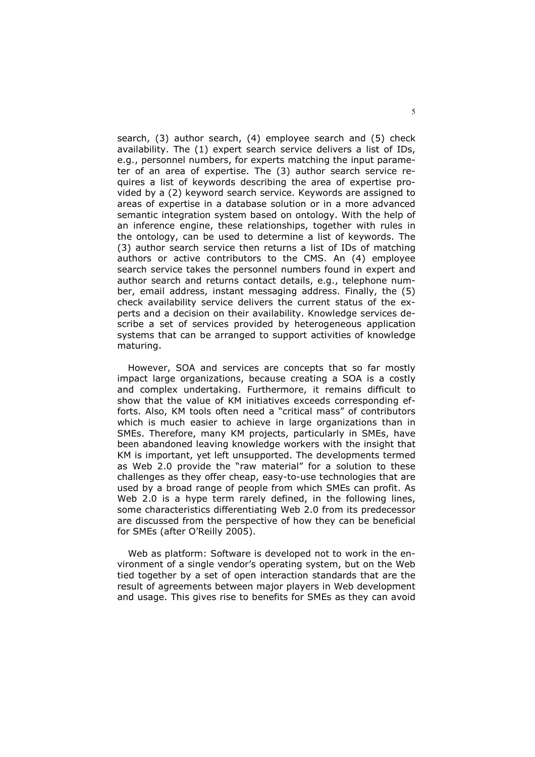search, (3) author search, (4) employee search and (5) check availability. The (1) expert search service delivers a list of IDs, e.g., personnel numbers, for experts matching the input parameter of an area of expertise. The (3) author search service requires a list of keywords describing the area of expertise provided by a (2) keyword search service. Keywords are assigned to areas of expertise in a database solution or in a more advanced semantic integration system based on ontology. With the help of an inference engine, these relationships, together with rules in the ontology, can be used to determine a list of keywords. The (3) author search service then returns a list of IDs of matching authors or active contributors to the CMS. An (4) employee search service takes the personnel numbers found in expert and author search and returns contact details, e.g., telephone number, email address, instant messaging address. Finally, the (5) check availability service delivers the current status of the experts and a decision on their availability. Knowledge services describe a set of services provided by heterogeneous application systems that can be arranged to support activities of knowledge maturing.

However, SOA and services are concepts that so far mostly impact large organizations, because creating a SOA is a costly and complex undertaking. Furthermore, it remains difficult to show that the value of KM initiatives exceeds corresponding efforts. Also, KM tools often need a "critical mass" of contributors which is much easier to achieve in large organizations than in SMEs. Therefore, many KM projects, particularly in SMEs, have been abandoned leaving knowledge workers with the insight that KM is important, yet left unsupported. The developments termed as Web 2.0 provide the "raw material" for a solution to these challenges as they offer cheap, easy-to-use technologies that are used by a broad range of people from which SMEs can profit. As Web 2.0 is a hype term rarely defined, in the following lines, some characteristics differentiating Web 2.0 from its predecessor are discussed from the perspective of how they can be beneficial for SMEs (after O'Reilly 2005).

Web as platform: Software is developed not to work in the environment of a single vendor's operating system, but on the Web tied together by a set of open interaction standards that are the result of agreements between major players in Web development and usage. This gives rise to benefits for SMEs as they can avoid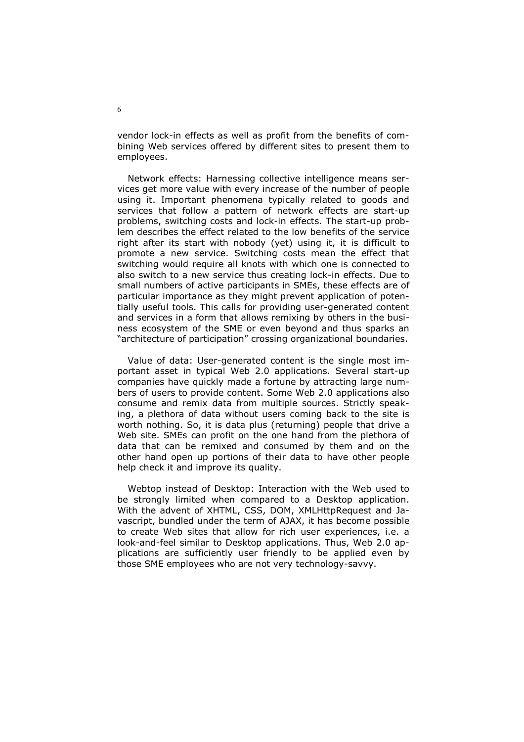vendor lock-in effects as well as profit from the benefits of combining Web services offered by different sites to present them to employees.

Network effects: Harnessing collective intelligence means services get more value with every increase of the number of people using it. Important phenomena typically related to goods and services that follow a pattern of network effects are start-up problems, switching costs and lock-in effects. The start-up problem describes the effect related to the low benefits of the service right after its start with nobody (yet) using it, it is difficult to promote a new service. Switching costs mean the effect that switching would require all knots with which one is connected to also switch to a new service thus creating lock-in effects. Due to small numbers of active participants in SMEs, these effects are of particular importance as they might prevent application of potentially useful tools. This calls for providing user-generated content and services in a form that allows remixing by others in the business ecosystem of the SME or even beyond and thus sparks an "architecture of participation" crossing organizational boundaries.

Value of data: User-generated content is the single most important asset in typical Web 2.0 applications. Several start-up companies have quickly made a fortune by attracting large numbers of users to provide content. Some Web 2.0 applications also consume and remix data from multiple sources. Strictly speaking, a plethora of data without users coming back to the site is worth nothing. So, it is data plus (returning) people that drive a Web site. SMEs can profit on the one hand from the plethora of data that can be remixed and consumed by them and on the other hand open up portions of their data to have other people help check it and improve its quality.

Webtop instead of Desktop: Interaction with the Web used to be strongly limited when compared to a Desktop application. With the advent of XHTML, CSS, DOM, XMLHttpRequest and Javascript, bundled under the term of AJAX, it has become possible to create Web sites that allow for rich user experiences, i.e. a look-and-feel similar to Desktop applications. Thus, Web 2.0 applications are sufficiently user friendly to be applied even by those SME employees who are not very technology-savvy.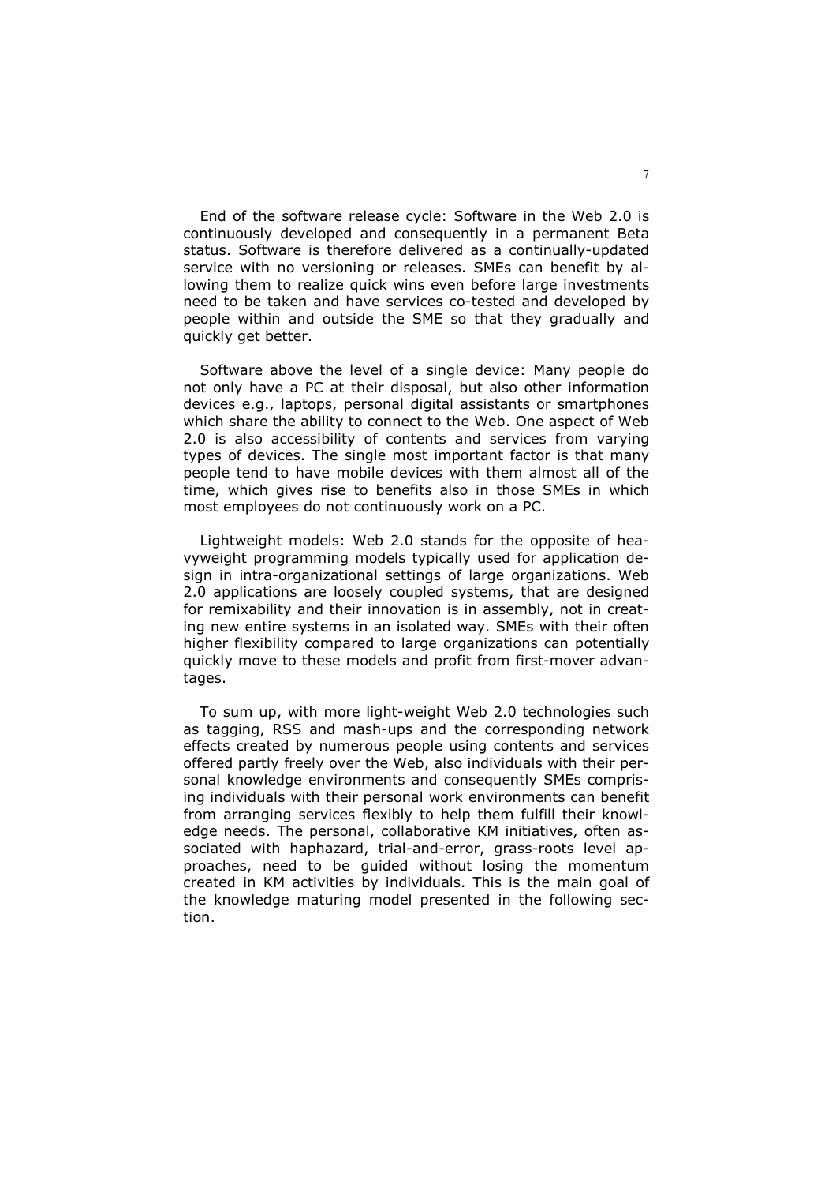End of the software release cycle: Software in the Web 2.0 is continuously developed and consequently in a permanent Beta status. Software is therefore delivered as a continually-updated service with no versioning or releases. SMEs can benefit by allowing them to realize quick wins even before large investments need to be taken and have services co-tested and developed by people within and outside the SME so that they gradually and quickly get better.

Software above the level of a single device: Many people do not only have a PC at their disposal, but also other information devices e.g., laptops, personal digital assistants or smartphones which share the ability to connect to the Web. One aspect of Web 2.0 is also accessibility of contents and services from varying types of devices. The single most important factor is that many people tend to have mobile devices with them almost all of the time, which gives rise to benefits also in those SMEs in which most employees do not continuously work on a PC.

Lightweight models: Web 2.0 stands for the opposite of heavyweight programming models typically used for application design in intra-organizational settings of large organizations. Web 2.0 applications are loosely coupled systems, that are designed for remixability and their innovation is in assembly, not in creating new entire systems in an isolated way. SMEs with their often higher flexibility compared to large organizations can potentially quickly move to these models and profit from first-mover advantages.

To sum up, with more light-weight Web 2.0 technologies such as tagging, RSS and mash-ups and the corresponding network effects created by numerous people using contents and services offered partly freely over the Web, also individuals with their personal knowledge environments and consequently SMEs comprising individuals with their personal work environments can benefit from arranging services flexibly to help them fulfill their knowledge needs. The personal, collaborative KM initiatives, often associated with haphazard, trial-and-error, grass-roots level approaches, need to be guided without losing the momentum created in KM activities by individuals. This is the main goal of the knowledge maturing model presented in the following section.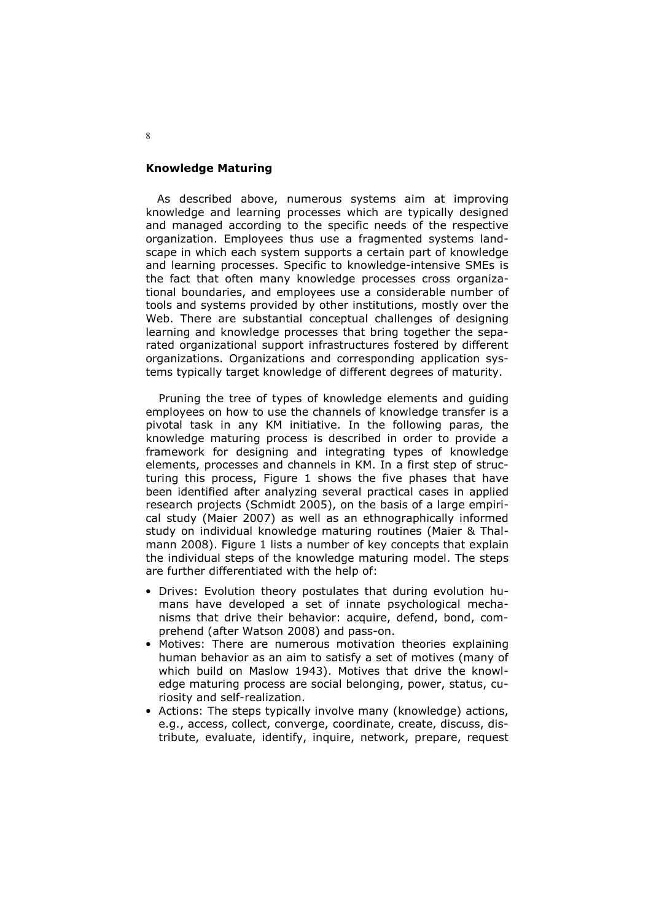## Knowledge Maturing

As described above, numerous systems aim at improving knowledge and learning processes which are typically designed and managed according to the specific needs of the respective organization. Employees thus use a fragmented systems landscape in which each system supports a certain part of knowledge and learning processes. Specific to knowledge-intensive SMEs is the fact that often many knowledge processes cross organizational boundaries, and employees use a considerable number of tools and systems provided by other institutions, mostly over the Web. There are substantial conceptual challenges of designing learning and knowledge processes that bring together the separated organizational support infrastructures fostered by different organizations. Organizations and corresponding application systems typically target knowledge of different degrees of maturity.

Pruning the tree of types of knowledge elements and guiding employees on how to use the channels of knowledge transfer is a pivotal task in any KM initiative. In the following paras, the knowledge maturing process is described in order to provide a framework for designing and integrating types of knowledge elements, processes and channels in KM. In a first step of structuring this process, Figure 1 shows the five phases that have been identified after analyzing several practical cases in applied research projects (Schmidt 2005), on the basis of a large empirical study (Maier 2007) as well as an ethnographically informed study on individual knowledge maturing routines (Maier & Thalmann 2008). Figure 1 lists a number of key concepts that explain the individual steps of the knowledge maturing model. The steps are further differentiated with the help of:

- Drives: Evolution theory postulates that during evolution humans have developed a set of innate psychological mechanisms that drive their behavior: acquire, defend, bond, comprehend (after Watson 2008) and pass-on.
- Motives: There are numerous motivation theories explaining human behavior as an aim to satisfy a set of motives (many of which build on Maslow 1943). Motives that drive the knowledge maturing process are social belonging, power, status, curiosity and self-realization.
- Actions: The steps typically involve many (knowledge) actions, e.g., access, collect, converge, coordinate, create, discuss, distribute, evaluate, identify, inquire, network, prepare, request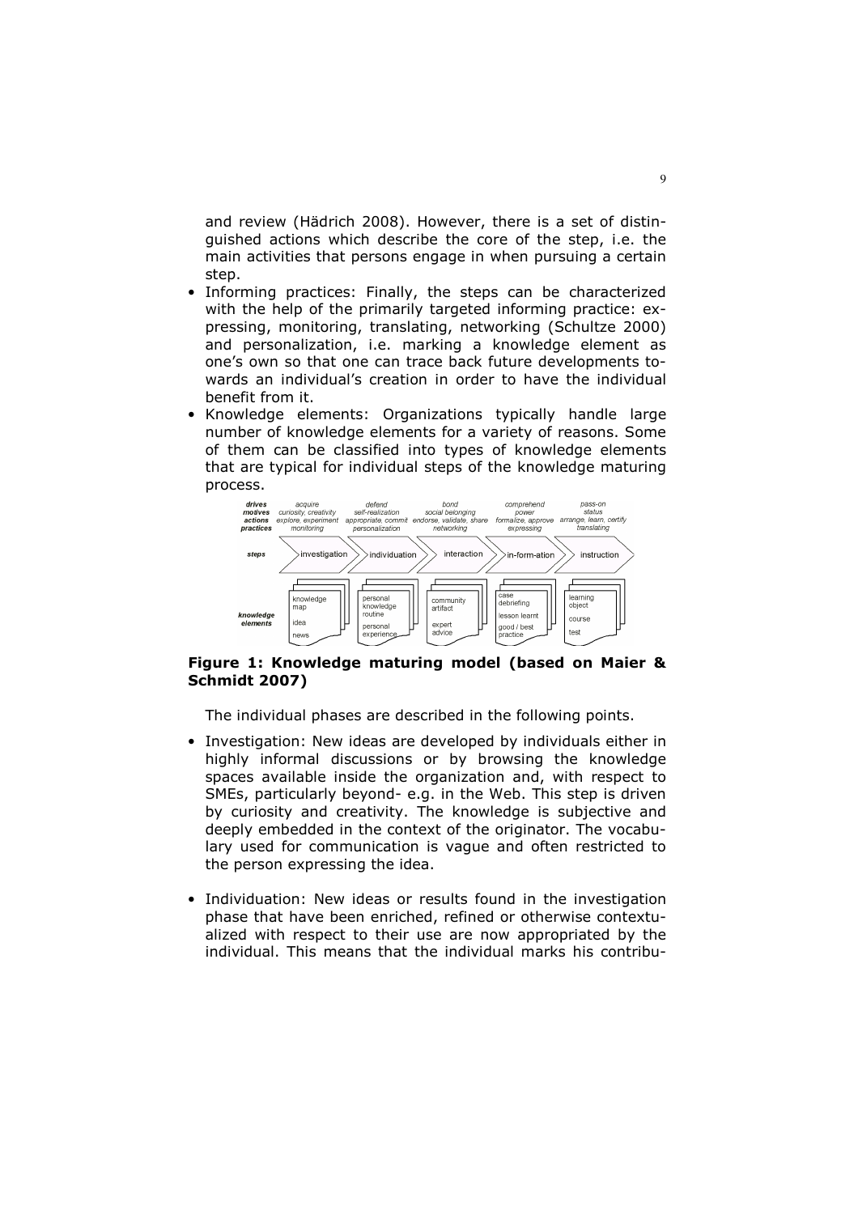and review (Hädrich 2008). However, there is a set of distinguished actions which describe the core of the step, i.e. the main activities that persons engage in when pursuing a certain step.

- Informing practices: Finally, the steps can be characterized with the help of the primarily targeted informing practice: expressing, monitoring, translating, networking (Schultze 2000) and personalization, i.e. marking a knowledge element as one's own so that one can trace back future developments towards an individual's creation in order to have the individual benefit from it.
- Knowledge elements: Organizations typically handle large number of knowledge elements for a variety of reasons. Some of them can be classified into types of knowledge elements that are typical for individual steps of the knowledge maturing process.

| *steps* | investigation | individuation | interaction | in-form-ation | instruction |
|---|---|---|---|---|---|
| *drives* | acquire | defend | bond | comprehend | pass-on |
| *motives* | curiosity, creativity | self-realization | social belonging | power | status |
| *actions* | explore, experiment | appropriate, commit | endorse, validate, share | formalize, approve | arrange, learn, certify |
| *practices* | monitoring | personalization | networking | expressing | translating |
| *knowledge elements* | knowledge map, idea, news | personal knowledge routine, personal experience | community artifact, expert advice | case debriefing, lesson learnt, good / best practice | learning object, course, test |

**Figure 1: Knowledge maturing model (based on Maier & Schmidt 2007)**

The individual phases are described in the following points.

- Investigation: New ideas are developed by individuals either in highly informal discussions or by browsing the knowledge spaces available inside the organization and, with respect to SMEs, particularly beyond- e.g. in the Web. This step is driven by curiosity and creativity. The knowledge is subjective and deeply embedded in the context of the originator. The vocabulary used for communication is vague and often restricted to the person expressing the idea.

- Individuation: New ideas or results found in the investigation phase that have been enriched, refined or otherwise contextualized with respect to their use are now appropriated by the individual. This means that the individual marks his contribu-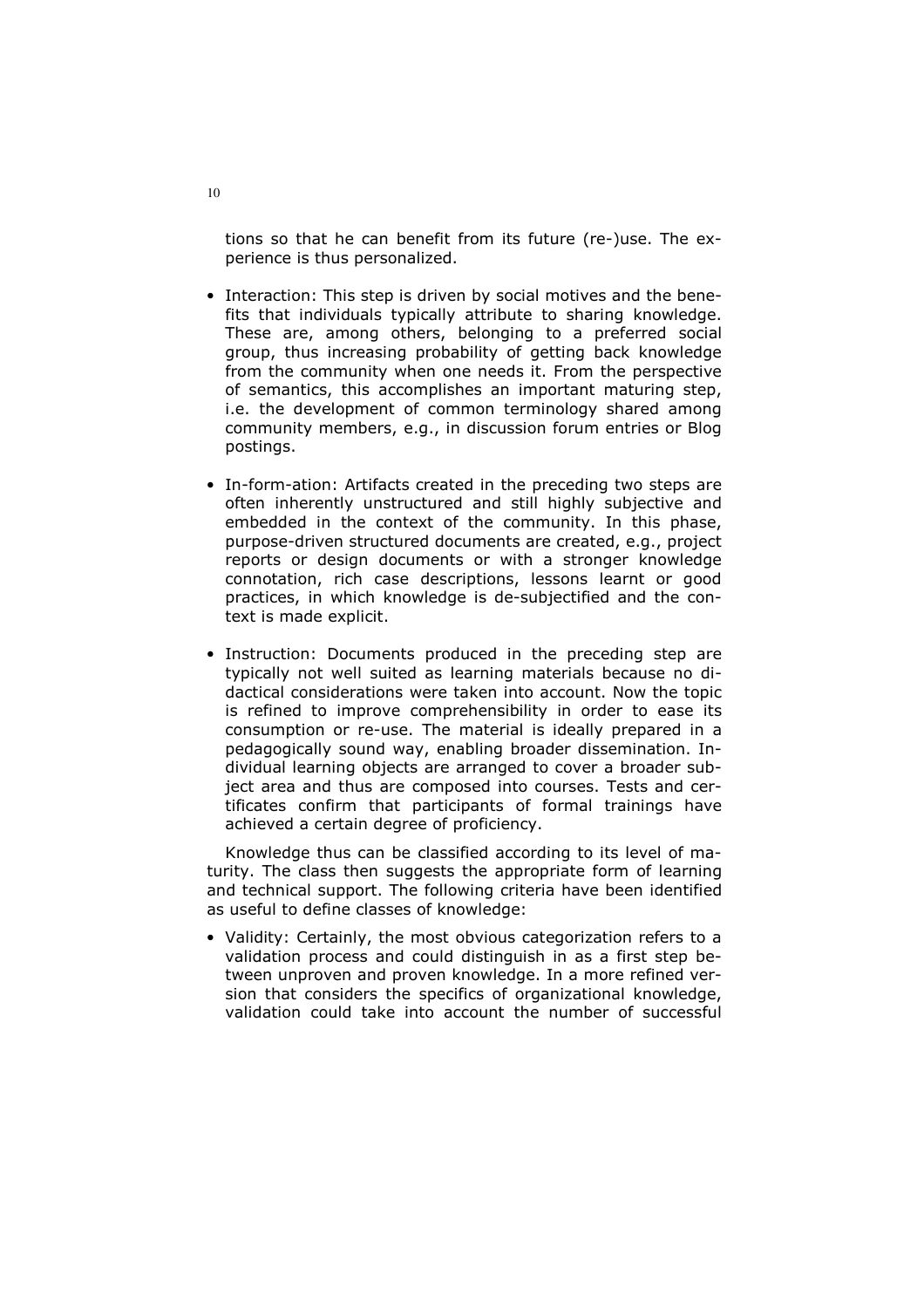tions so that he can benefit from its future (re-)use. The experience is thus personalized.

- Interaction: This step is driven by social motives and the benefits that individuals typically attribute to sharing knowledge. These are, among others, belonging to a preferred social group, thus increasing probability of getting back knowledge from the community when one needs it. From the perspective of semantics, this accomplishes an important maturing step, i.e. the development of common terminology shared among community members, e.g., in discussion forum entries or Blog postings.

- In-form-ation: Artifacts created in the preceding two steps are often inherently unstructured and still highly subjective and embedded in the context of the community. In this phase, purpose-driven structured documents are created, e.g., project reports or design documents or with a stronger knowledge connotation, rich case descriptions, lessons learnt or good practices, in which knowledge is de-subjectified and the context is made explicit.

- Instruction: Documents produced in the preceding step are typically not well suited as learning materials because no didactical considerations were taken into account. Now the topic is refined to improve comprehensibility in order to ease its consumption or re-use. The material is ideally prepared in a pedagogically sound way, enabling broader dissemination. Individual learning objects are arranged to cover a broader subject area and thus are composed into courses. Tests and certificates confirm that participants of formal trainings have achieved a certain degree of proficiency.

Knowledge thus can be classified according to its level of maturity. The class then suggests the appropriate form of learning and technical support. The following criteria have been identified as useful to define classes of knowledge:

- Validity: Certainly, the most obvious categorization refers to a validation process and could distinguish in as a first step between unproven and proven knowledge. In a more refined version that considers the specifics of organizational knowledge, validation could take into account the number of successful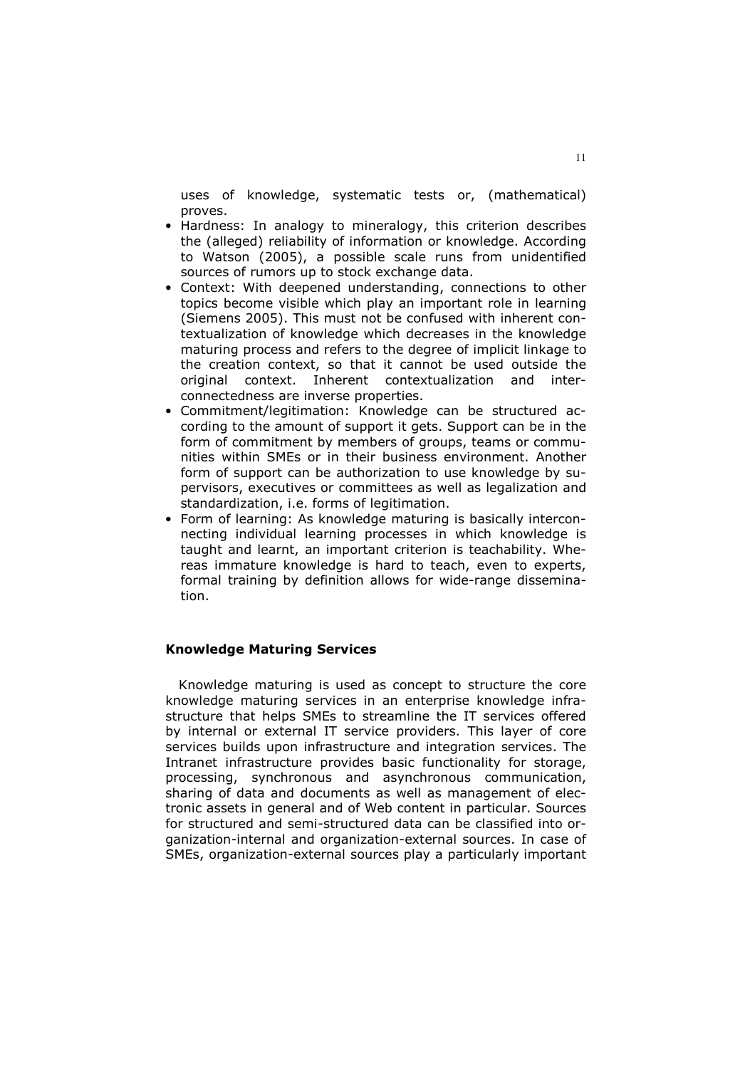uses of knowledge, systematic tests or, (mathematical) proves.

- Hardness: In analogy to mineralogy, this criterion describes the (alleged) reliability of information or knowledge. According to Watson (2005), a possible scale runs from unidentified sources of rumors up to stock exchange data.
- Context: With deepened understanding, connections to other topics become visible which play an important role in learning (Siemens 2005). This must not be confused with inherent contextualization of knowledge which decreases in the knowledge maturing process and refers to the degree of implicit linkage to the creation context, so that it cannot be used outside the original context. Inherent contextualization and interconnectedness are inverse properties.
- Commitment/legitimation: Knowledge can be structured according to the amount of support it gets. Support can be in the form of commitment by members of groups, teams or communities within SMEs or in their business environment. Another form of support can be authorization to use knowledge by supervisors, executives or committees as well as legalization and standardization, i.e. forms of legitimation.
- Form of learning: As knowledge maturing is basically interconnecting individual learning processes in which knowledge is taught and learnt, an important criterion is teachability. Whereas immature knowledge is hard to teach, even to experts, formal training by definition allows for wide-range dissemination.

### Knowledge Maturing Services

Knowledge maturing is used as concept to structure the core knowledge maturing services in an enterprise knowledge infrastructure that helps SMEs to streamline the IT services offered by internal or external IT service providers. This layer of core services builds upon infrastructure and integration services. The Intranet infrastructure provides basic functionality for storage, processing, synchronous and asynchronous communication, sharing of data and documents as well as management of electronic assets in general and of Web content in particular. Sources for structured and semi-structured data can be classified into organization-internal and organization-external sources. In case of SMEs, organization-external sources play a particularly important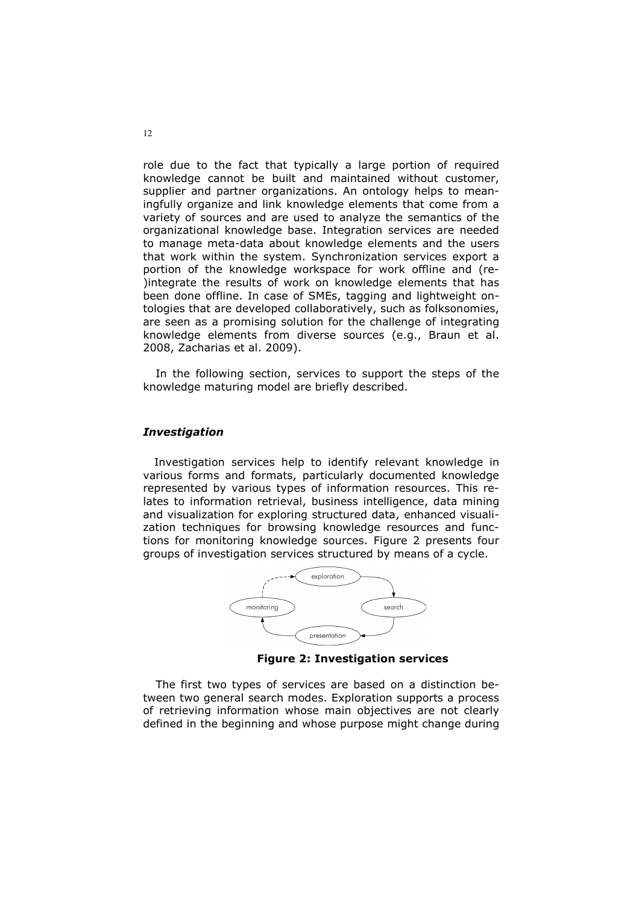role due to the fact that typically a large portion of required knowledge cannot be built and maintained without customer, supplier and partner organizations. An ontology helps to meaningfully organize and link knowledge elements that come from a variety of sources and are used to analyze the semantics of the organizational knowledge base. Integration services are needed to manage meta-data about knowledge elements and the users that work within the system. Synchronization services export a portion of the knowledge workspace for work offline and (re-)integrate the results of work on knowledge elements that has been done offline. In case of SMEs, tagging and lightweight ontologies that are developed collaboratively, such as folksonomies, are seen as a promising solution for the challenge of integrating knowledge elements from diverse sources (e.g., Braun et al. 2008, Zacharias et al. 2009).

In the following section, services to support the steps of the knowledge maturing model are briefly described.

### *Investigation*

Investigation services help to identify relevant knowledge in various forms and formats, particularly documented knowledge represented by various types of information resources. This relates to information retrieval, business intelligence, data mining and visualization for exploring structured data, enhanced visualization techniques for browsing knowledge resources and functions for monitoring knowledge sources. Figure 2 presents four groups of investigation services structured by means of a cycle.

**Figure 2: Investigation services**

The first two types of services are based on a distinction between two general search modes. Exploration supports a process of retrieving information whose main objectives are not clearly defined in the beginning and whose purpose might change during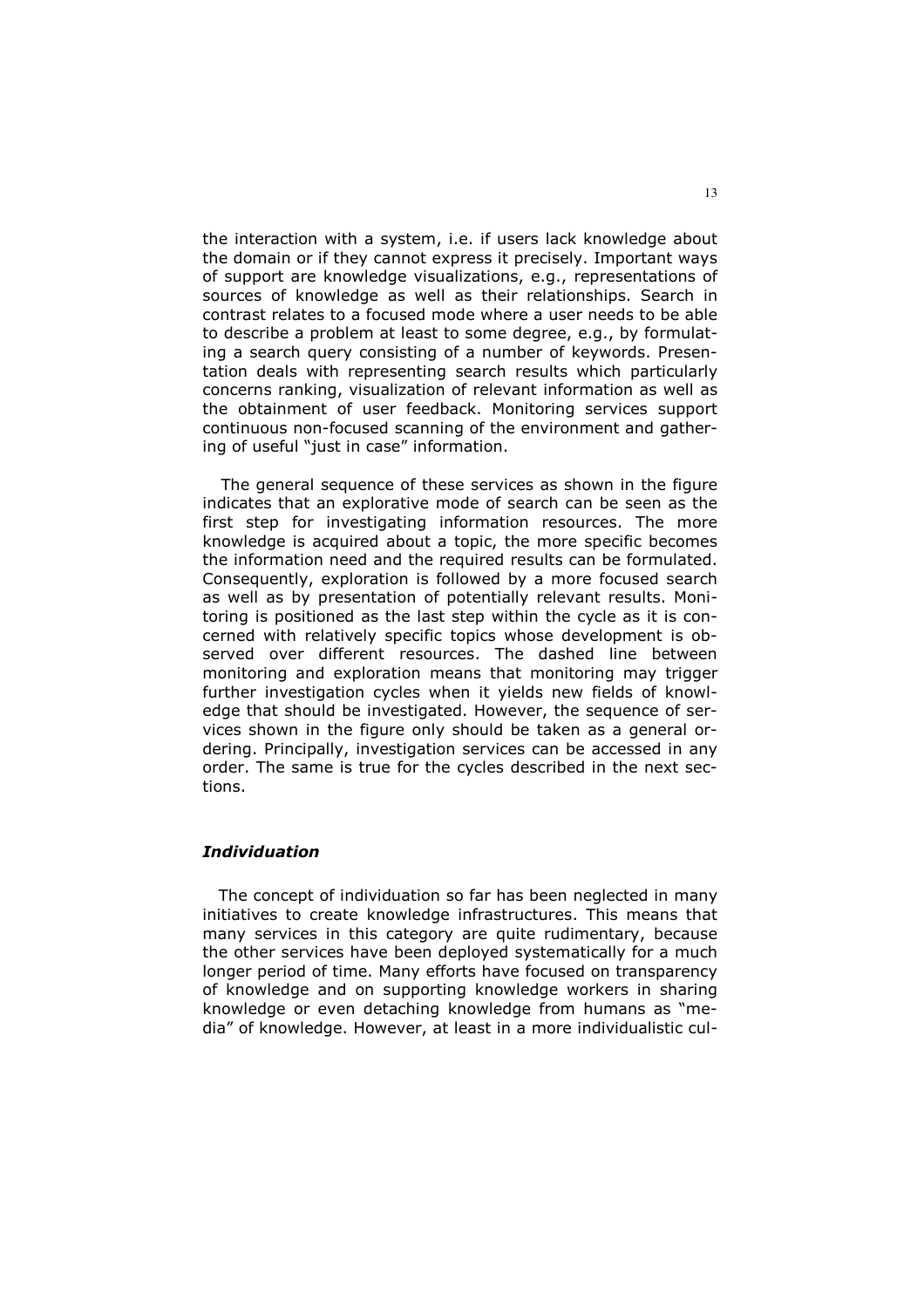the interaction with a system, i.e. if users lack knowledge about the domain or if they cannot express it precisely. Important ways of support are knowledge visualizations, e.g., representations of sources of knowledge as well as their relationships. Search in contrast relates to a focused mode where a user needs to be able to describe a problem at least to some degree, e.g., by formulating a search query consisting of a number of keywords. Presentation deals with representing search results which particularly concerns ranking, visualization of relevant information as well as the obtainment of user feedback. Monitoring services support continuous non-focused scanning of the environment and gathering of useful "just in case" information.

The general sequence of these services as shown in the figure indicates that an explorative mode of search can be seen as the first step for investigating information resources. The more knowledge is acquired about a topic, the more specific becomes the information need and the required results can be formulated. Consequently, exploration is followed by a more focused search as well as by presentation of potentially relevant results. Monitoring is positioned as the last step within the cycle as it is concerned with relatively specific topics whose development is observed over different resources. The dashed line between monitoring and exploration means that monitoring may trigger further investigation cycles when it yields new fields of knowledge that should be investigated. However, the sequence of services shown in the figure only should be taken as a general ordering. Principally, investigation services can be accessed in any order. The same is true for the cycles described in the next sections.

### *Individuation*

The concept of individuation so far has been neglected in many initiatives to create knowledge infrastructures. This means that many services in this category are quite rudimentary, because the other services have been deployed systematically for a much longer period of time. Many efforts have focused on transparency of knowledge and on supporting knowledge workers in sharing knowledge or even detaching knowledge from humans as "media" of knowledge. However, at least in a more individualistic cul-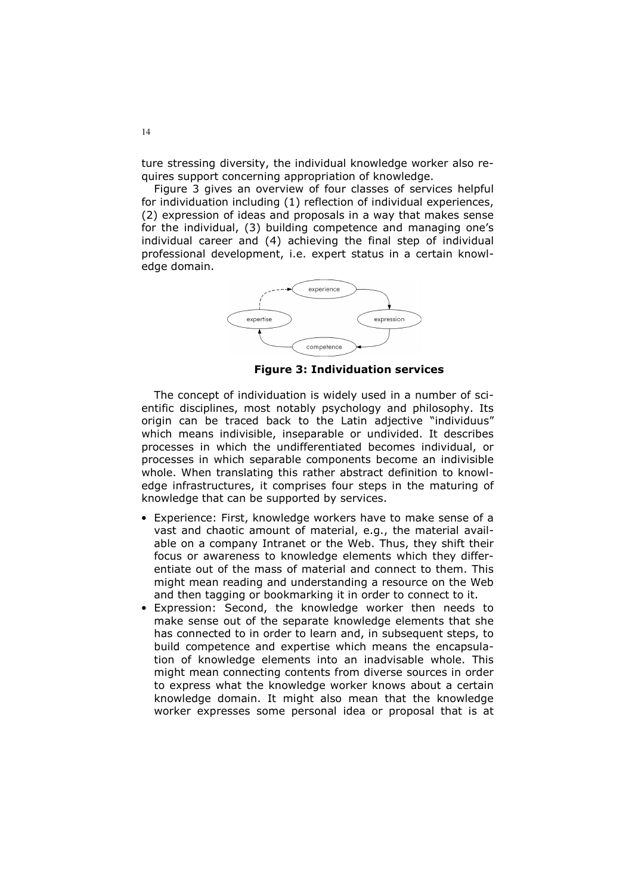ture stressing diversity, the individual knowledge worker also requires support concerning appropriation of knowledge.

Figure 3 gives an overview of four classes of services helpful for individuation including (1) reflection of individual experiences, (2) expression of ideas and proposals in a way that makes sense for the individual, (3) building competence and managing one's individual career and (4) achieving the final step of individual professional development, i.e. expert status in a certain knowledge domain.

**Figure 3: Individuation services**

The concept of individuation is widely used in a number of scientific disciplines, most notably psychology and philosophy. Its origin can be traced back to the Latin adjective "individuus" which means indivisible, inseparable or undivided. It describes processes in which the undifferentiated becomes individual, or processes in which separable components become an indivisible whole. When translating this rather abstract definition to knowledge infrastructures, it comprises four steps in the maturing of knowledge that can be supported by services.

- Experience: First, knowledge workers have to make sense of a vast and chaotic amount of material, e.g., the material available on a company Intranet or the Web. Thus, they shift their focus or awareness to knowledge elements which they differentiate out of the mass of material and connect to them. This might mean reading and understanding a resource on the Web and then tagging or bookmarking it in order to connect to it.
- Expression: Second, the knowledge worker then needs to make sense out of the separate knowledge elements that she has connected to in order to learn and, in subsequent steps, to build competence and expertise which means the encapsulation of knowledge elements into an inadvisable whole. This might mean connecting contents from diverse sources in order to express what the knowledge worker knows about a certain knowledge domain. It might also mean that the knowledge worker expresses some personal idea or proposal that is at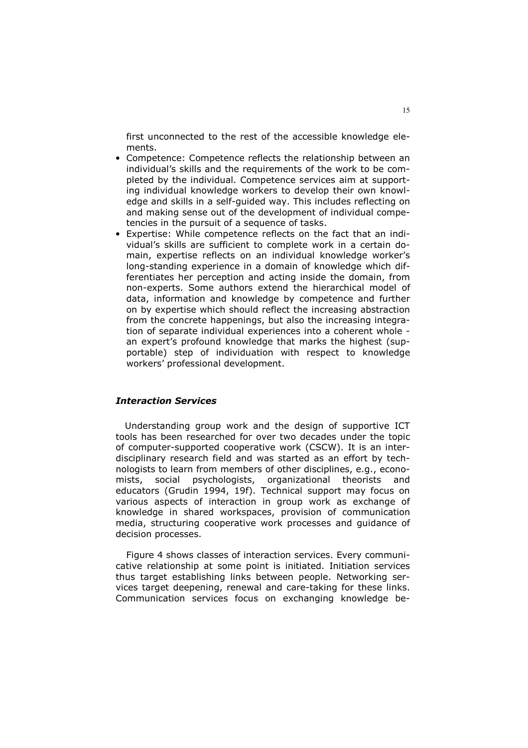first unconnected to the rest of the accessible knowledge elements.

- Competence: Competence reflects the relationship between an individual's skills and the requirements of the work to be completed by the individual. Competence services aim at supporting individual knowledge workers to develop their own knowledge and skills in a self-guided way. This includes reflecting on and making sense out of the development of individual competencies in the pursuit of a sequence of tasks.
- Expertise: While competence reflects on the fact that an individual's skills are sufficient to complete work in a certain domain, expertise reflects on an individual knowledge worker's long-standing experience in a domain of knowledge which differentiates her perception and acting inside the domain, from non-experts. Some authors extend the hierarchical model of data, information and knowledge by competence and further on by expertise which should reflect the increasing abstraction from the concrete happenings, but also the increasing integration of separate individual experiences into a coherent whole - an expert's profound knowledge that marks the highest (supportable) step of individuation with respect to knowledge workers' professional development.

### *Interaction Services*

Understanding group work and the design of supportive ICT tools has been researched for over two decades under the topic of computer-supported cooperative work (CSCW). It is an interdisciplinary research field and was started as an effort by technologists to learn from members of other disciplines, e.g., economists, social psychologists, organizational theorists and educators (Grudin 1994, 19f). Technical support may focus on various aspects of interaction in group work as exchange of knowledge in shared workspaces, provision of communication media, structuring cooperative work processes and guidance of decision processes.

Figure 4 shows classes of interaction services. Every communicative relationship at some point is initiated. Initiation services thus target establishing links between people. Networking services target deepening, renewal and care-taking for these links. Communication services focus on exchanging knowledge be-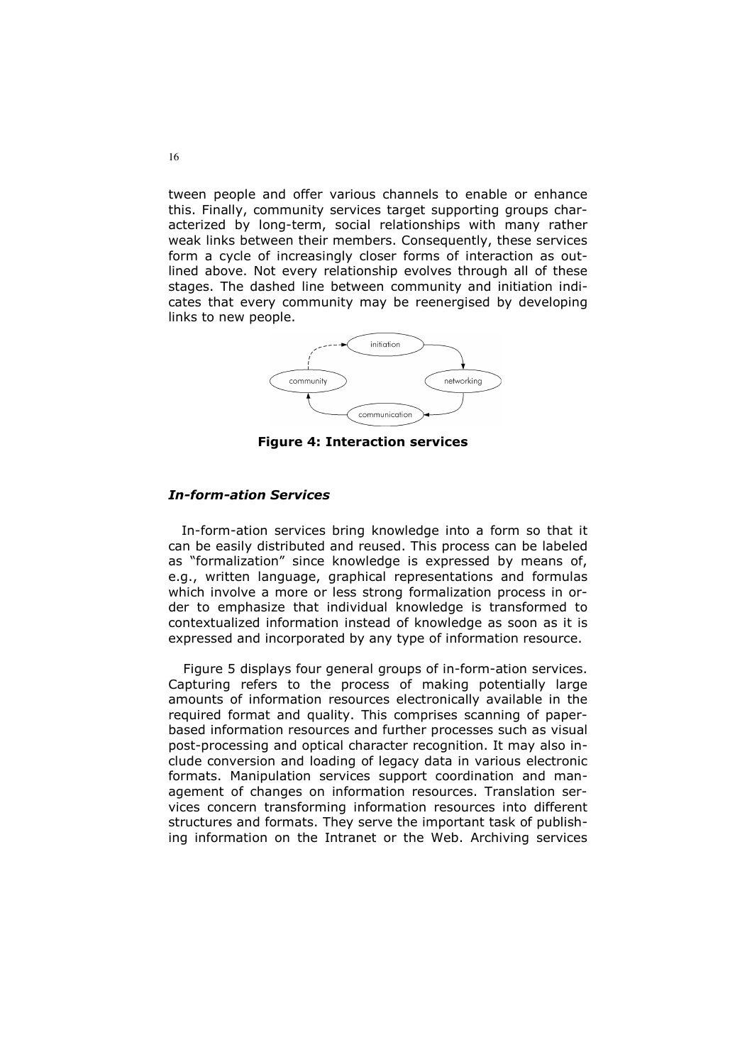tween people and offer various channels to enable or enhance this. Finally, community services target supporting groups characterized by long-term, social relationships with many rather weak links between their members. Consequently, these services form a cycle of increasingly closer forms of interaction as outlined above. Not every relationship evolves through all of these stages. The dashed line between community and initiation indicates that every community may be reenergised by developing links to new people.

**Figure 4: Interaction services**

### *In-form-ation Services*

In-form-ation services bring knowledge into a form so that it can be easily distributed and reused. This process can be labeled as "formalization" since knowledge is expressed by means of, e.g., written language, graphical representations and formulas which involve a more or less strong formalization process in order to emphasize that individual knowledge is transformed to contextualized information instead of knowledge as soon as it is expressed and incorporated by any type of information resource.

Figure 5 displays four general groups of in-form-ation services. Capturing refers to the process of making potentially large amounts of information resources electronically available in the required format and quality. This comprises scanning of paper-based information resources and further processes such as visual post-processing and optical character recognition. It may also include conversion and loading of legacy data in various electronic formats. Manipulation services support coordination and management of changes on information resources. Translation services concern transforming information resources into different structures and formats. They serve the important task of publishing information on the Intranet or the Web. Archiving services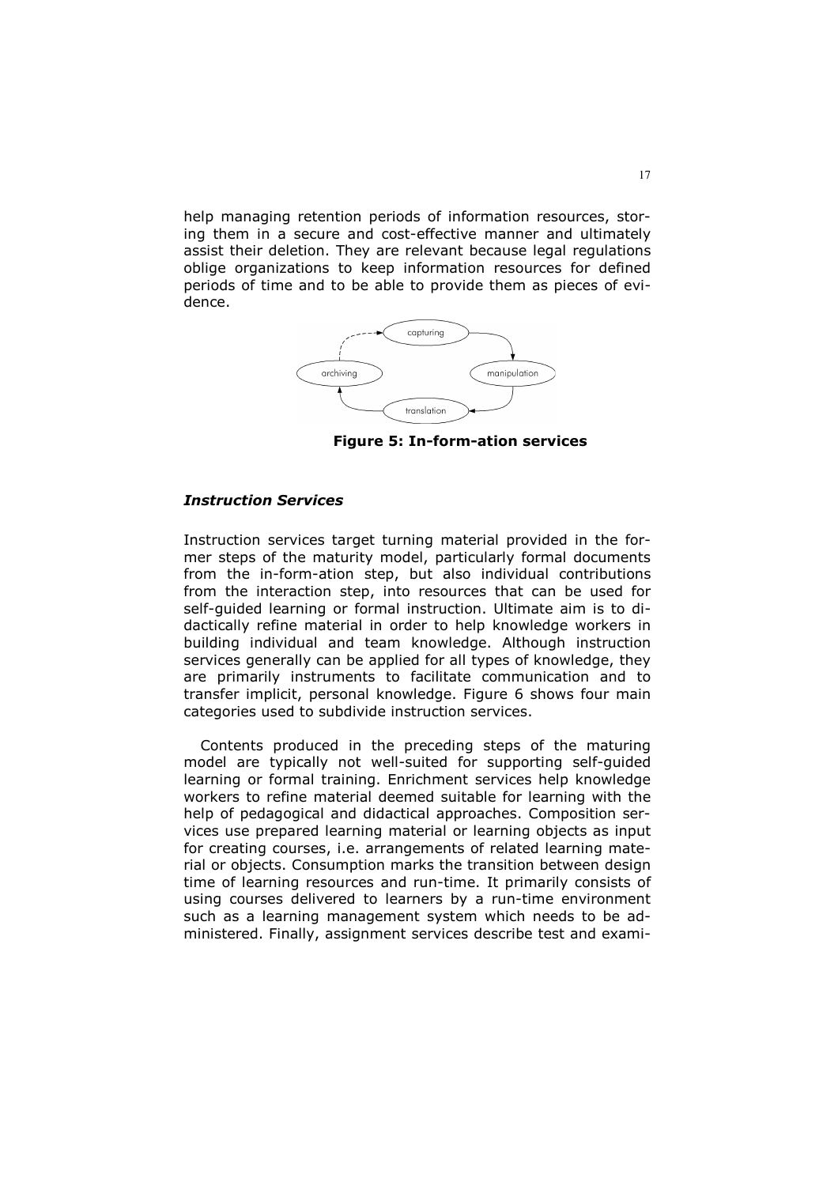help managing retention periods of information resources, storing them in a secure and cost-effective manner and ultimately assist their deletion. They are relevant because legal regulations oblige organizations to keep information resources for defined periods of time and to be able to provide them as pieces of evidence.

**Figure 5: In-form-ation services**

### *Instruction Services*

Instruction services target turning material provided in the former steps of the maturity model, particularly formal documents from the in-form-ation step, but also individual contributions from the interaction step, into resources that can be used for self-guided learning or formal instruction. Ultimate aim is to didactically refine material in order to help knowledge workers in building individual and team knowledge. Although instruction services generally can be applied for all types of knowledge, they are primarily instruments to facilitate communication and to transfer implicit, personal knowledge. Figure 6 shows four main categories used to subdivide instruction services.

Contents produced in the preceding steps of the maturing model are typically not well-suited for supporting self-guided learning or formal training. Enrichment services help knowledge workers to refine material deemed suitable for learning with the help of pedagogical and didactical approaches. Composition services use prepared learning material or learning objects as input for creating courses, i.e. arrangements of related learning material or objects. Consumption marks the transition between design time of learning resources and run-time. It primarily consists of using courses delivered to learners by a run-time environment such as a learning management system which needs to be administered. Finally, assignment services describe test and exami-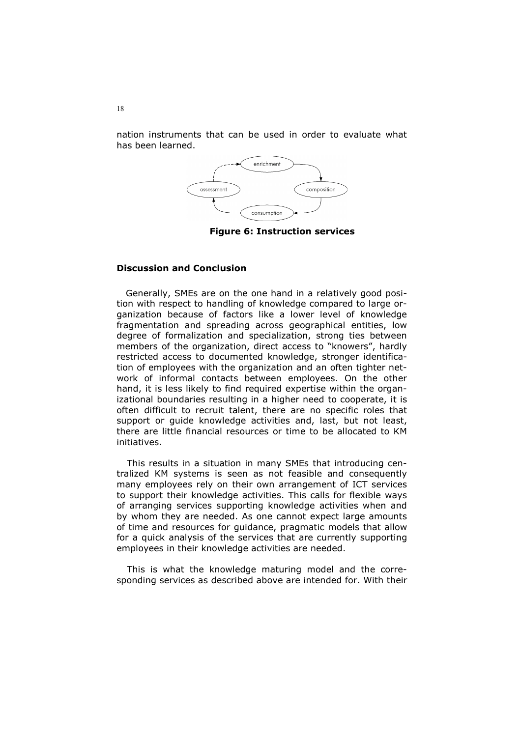nation instruments that can be used in order to evaluate what has been learned.

**Figure 6: Instruction services**

### Discussion and Conclusion

Generally, SMEs are on the one hand in a relatively good position with respect to handling of knowledge compared to large organization because of factors like a lower level of knowledge fragmentation and spreading across geographical entities, low degree of formalization and specialization, strong ties between members of the organization, direct access to "knowers", hardly restricted access to documented knowledge, stronger identification of employees with the organization and an often tighter network of informal contacts between employees. On the other hand, it is less likely to find required expertise within the organizational boundaries resulting in a higher need to cooperate, it is often difficult to recruit talent, there are no specific roles that support or guide knowledge activities and, last, but not least, there are little financial resources or time to be allocated to KM initiatives.

This results in a situation in many SMEs that introducing centralized KM systems is seen as not feasible and consequently many employees rely on their own arrangement of ICT services to support their knowledge activities. This calls for flexible ways of arranging services supporting knowledge activities when and by whom they are needed. As one cannot expect large amounts of time and resources for guidance, pragmatic models that allow for a quick analysis of the services that are currently supporting employees in their knowledge activities are needed.

This is what the knowledge maturing model and the corresponding services as described above are intended for. With their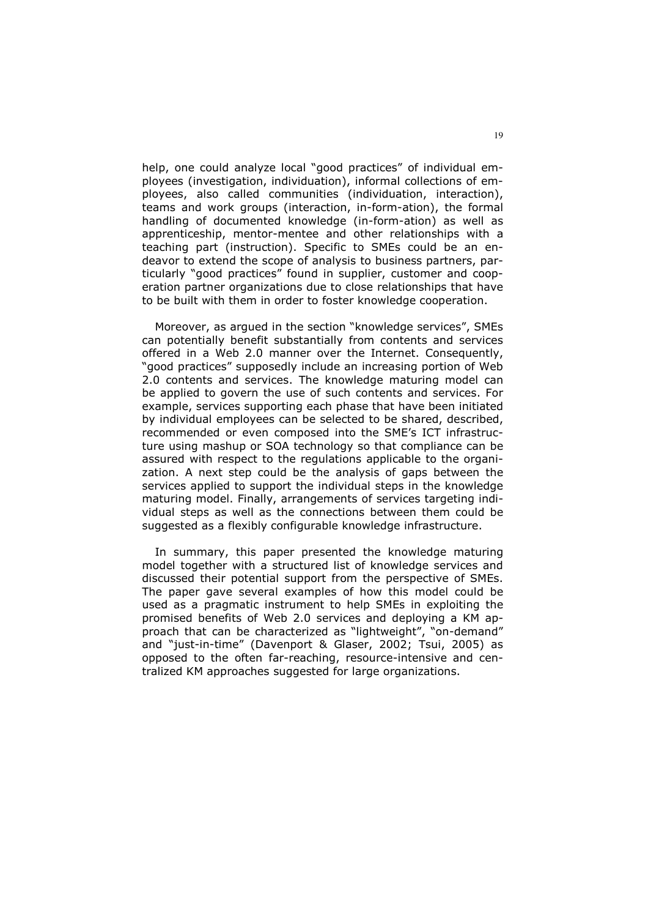help, one could analyze local "good practices" of individual employees (investigation, individuation), informal collections of employees, also called communities (individuation, interaction), teams and work groups (interaction, in-form-ation), the formal handling of documented knowledge (in-form-ation) as well as apprenticeship, mentor-mentee and other relationships with a teaching part (instruction). Specific to SMEs could be an endeavor to extend the scope of analysis to business partners, particularly "good practices" found in supplier, customer and cooperation partner organizations due to close relationships that have to be built with them in order to foster knowledge cooperation.

Moreover, as argued in the section "knowledge services", SMEs can potentially benefit substantially from contents and services offered in a Web 2.0 manner over the Internet. Consequently, "good practices" supposedly include an increasing portion of Web 2.0 contents and services. The knowledge maturing model can be applied to govern the use of such contents and services. For example, services supporting each phase that have been initiated by individual employees can be selected to be shared, described, recommended or even composed into the SME's ICT infrastructure using mashup or SOA technology so that compliance can be assured with respect to the regulations applicable to the organization. A next step could be the analysis of gaps between the services applied to support the individual steps in the knowledge maturing model. Finally, arrangements of services targeting individual steps as well as the connections between them could be suggested as a flexibly configurable knowledge infrastructure.

In summary, this paper presented the knowledge maturing model together with a structured list of knowledge services and discussed their potential support from the perspective of SMEs. The paper gave several examples of how this model could be used as a pragmatic instrument to help SMEs in exploiting the promised benefits of Web 2.0 services and deploying a KM approach that can be characterized as "lightweight", "on-demand" and "just-in-time" (Davenport & Glaser, 2002; Tsui, 2005) as opposed to the often far-reaching, resource-intensive and centralized KM approaches suggested for large organizations.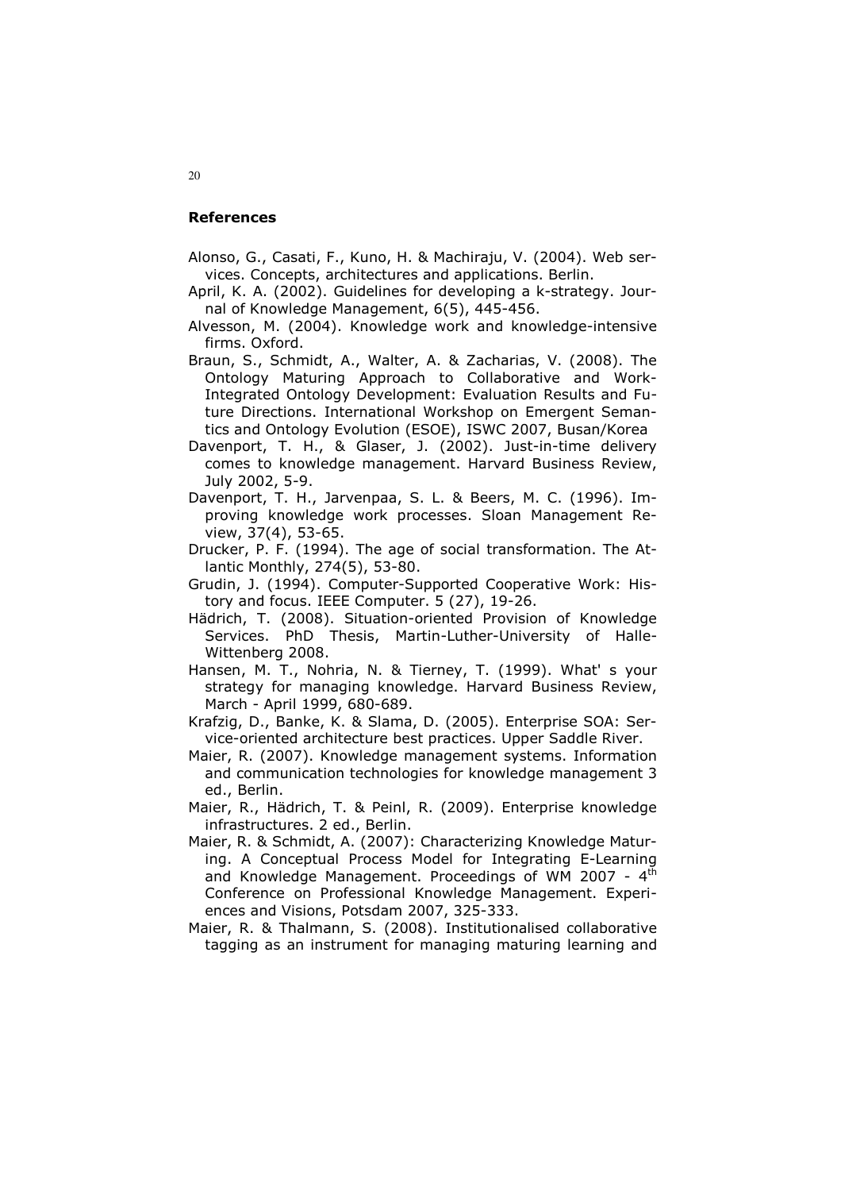## References

Alonso, G., Casati, F., Kuno, H. & Machiraju, V. (2004). Web services. Concepts, architectures and applications. Berlin.

April, K. A. (2002). Guidelines for developing a k-strategy. Journal of Knowledge Management, 6(5), 445-456.

Alvesson, M. (2004). Knowledge work and knowledge-intensive firms. Oxford.

Braun, S., Schmidt, A., Walter, A. & Zacharias, V. (2008). The Ontology Maturing Approach to Collaborative and Work-Integrated Ontology Development: Evaluation Results and Future Directions. International Workshop on Emergent Semantics and Ontology Evolution (ESOE), ISWC 2007, Busan/Korea

Davenport, T. H., & Glaser, J. (2002). Just-in-time delivery comes to knowledge management. Harvard Business Review, July 2002, 5-9.

Davenport, T. H., Jarvenpaa, S. L. & Beers, M. C. (1996). Improving knowledge work processes. Sloan Management Review, 37(4), 53-65.

Drucker, P. F. (1994). The age of social transformation. The Atlantic Monthly, 274(5), 53-80.

Grudin, J. (1994). Computer-Supported Cooperative Work: History and focus. IEEE Computer. 5 (27), 19-26.

Hädrich, T. (2008). Situation-oriented Provision of Knowledge Services. PhD Thesis, Martin-Luther-University of Halle-Wittenberg 2008.

Hansen, M. T., Nohria, N. & Tierney, T. (1999). What' s your strategy for managing knowledge. Harvard Business Review, March - April 1999, 680-689.

Krafzig, D., Banke, K. & Slama, D. (2005). Enterprise SOA: Service-oriented architecture best practices. Upper Saddle River.

Maier, R. (2007). Knowledge management systems. Information and communication technologies for knowledge management 3 ed., Berlin.

Maier, R., Hädrich, T. & Peinl, R. (2009). Enterprise knowledge infrastructures. 2 ed., Berlin.

Maier, R. & Schmidt, A. (2007): Characterizing Knowledge Maturing. A Conceptual Process Model for Integrating E-Learning and Knowledge Management. Proceedings of WM 2007 - 4th Conference on Professional Knowledge Management. Experiences and Visions, Potsdam 2007, 325-333.

Maier, R. & Thalmann, S. (2008). Institutionalised collaborative tagging as an instrument for managing maturing learning and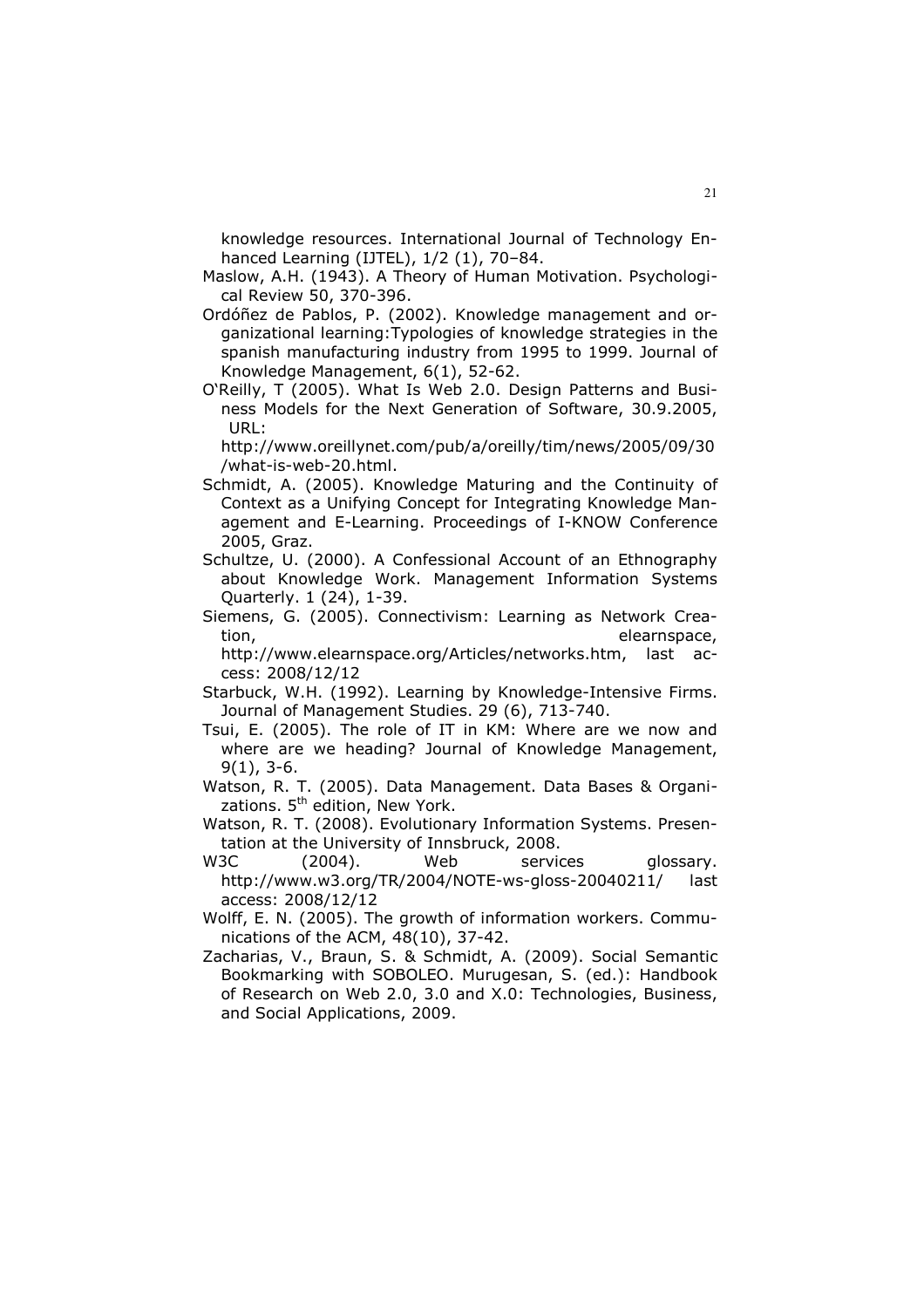knowledge resources. International Journal of Technology Enhanced Learning (IJTEL), 1/2 (1), 70–84.

Maslow, A.H. (1943). A Theory of Human Motivation. Psychological Review 50, 370-396.

Ordóñez de Pablos, P. (2002). Knowledge management and organizational learning:Typologies of knowledge strategies in the spanish manufacturing industry from 1995 to 1999. Journal of Knowledge Management, 6(1), 52-62.

O'Reilly, T (2005). What Is Web 2.0. Design Patterns and Business Models for the Next Generation of Software, 30.9.2005, URL: http://www.oreillynet.com/pub/a/oreilly/tim/news/2005/09/30/what-is-web-20.html.

Schmidt, A. (2005). Knowledge Maturing and the Continuity of Context as a Unifying Concept for Integrating Knowledge Management and E-Learning. Proceedings of I-KNOW Conference 2005, Graz.

Schultze, U. (2000). A Confessional Account of an Ethnography about Knowledge Work. Management Information Systems Quarterly. 1 (24), 1-39.

Siemens, G. (2005). Connectivism: Learning as Network Creation, elearnspace, http://www.elearnspace.org/Articles/networks.htm, last access: 2008/12/12

Starbuck, W.H. (1992). Learning by Knowledge-Intensive Firms. Journal of Management Studies. 29 (6), 713-740.

Tsui, E. (2005). The role of IT in KM: Where are we now and where are we heading? Journal of Knowledge Management, 9(1), 3-6.

Watson, R. T. (2005). Data Management. Data Bases & Organizations. 5th edition, New York.

Watson, R. T. (2008). Evolutionary Information Systems. Presentation at the University of Innsbruck, 2008.

W3C (2004). Web services glossary. http://www.w3.org/TR/2004/NOTE-ws-gloss-20040211/ last access: 2008/12/12

Wolff, E. N. (2005). The growth of information workers. Communications of the ACM, 48(10), 37-42.

Zacharias, V., Braun, S. & Schmidt, A. (2009). Social Semantic Bookmarking with SOBOLEO. Murugesan, S. (ed.): Handbook of Research on Web 2.0, 3.0 and X.0: Technologies, Business, and Social Applications, 2009.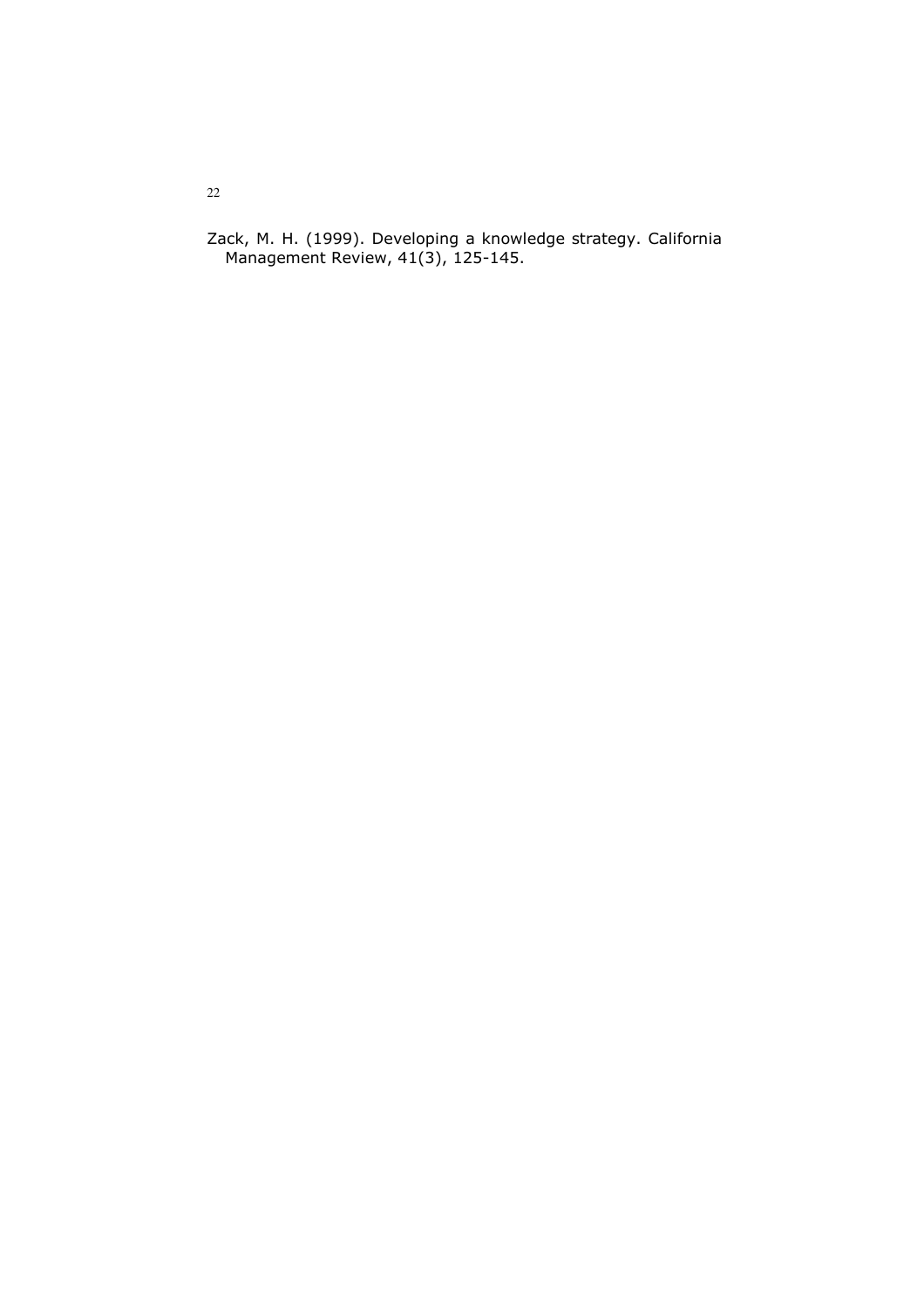Zack, M. H. (1999). Developing a knowledge strategy. California Management Review, 41(3), 125-145.